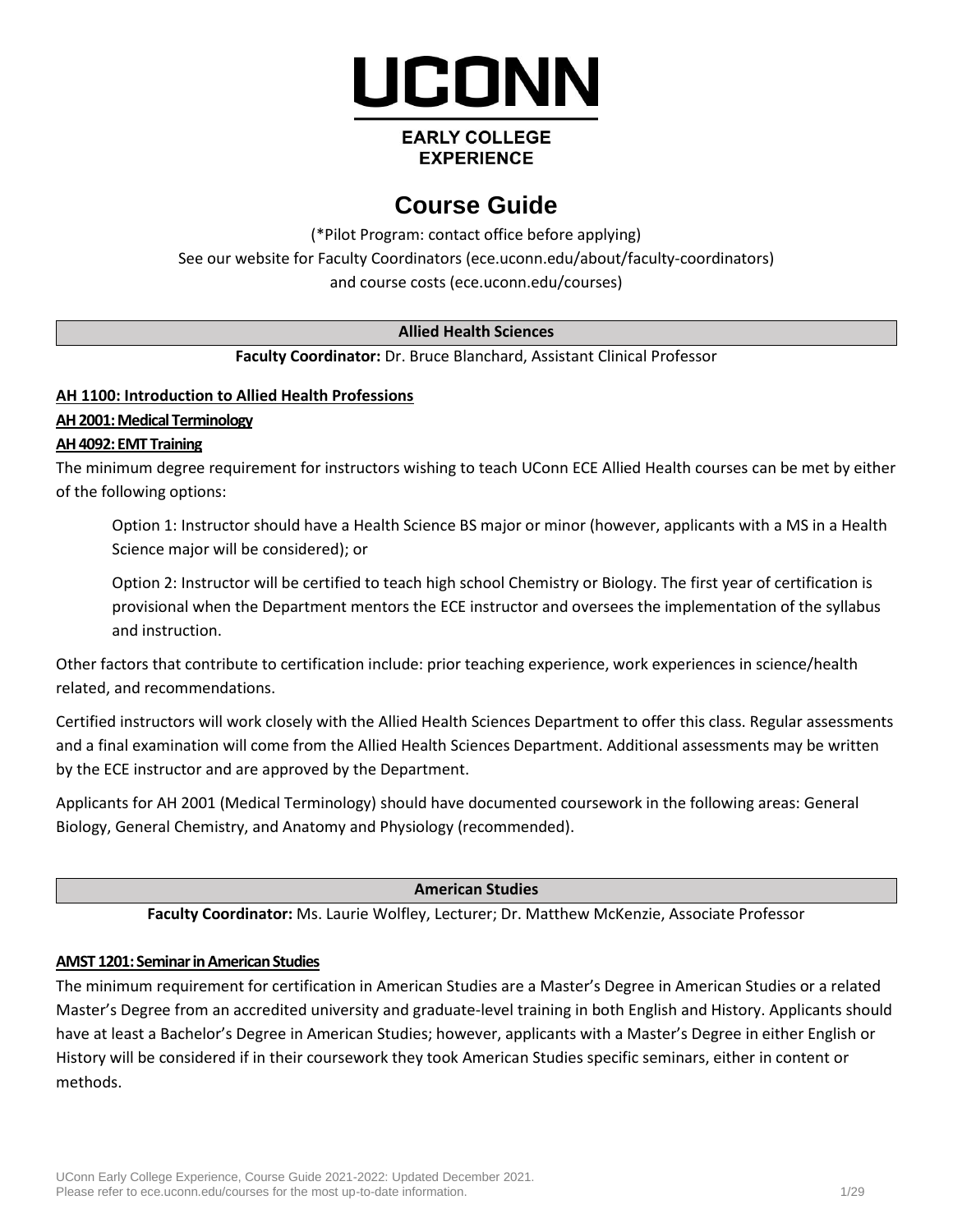# UCONN

**EARLY COLLEGE EXPERIENCE**

# Course Guide

(*Pilot Program: contact office before applying)

See our website for Faculty Coordinators (ece.uconn.edu/about/faculty-coordinators)

and course costs (ece.uconn.edu/courses)

## Allied Health Sciences

**Faculty Coordinator:** Dr. Bruce Blanchard, Assistant Clinical Professor

**AH 1100: Introduction to Allied Health Professions**

**AH 2001: Medical Terminology**

**AH 4092: EMT Training**

The minimum degree requirement for instructors wishing to teach UConn ECE Allied Health courses can be met by either of the following options:

> Option 1: Instructor should have a Health Science BS major or minor (however, applicants with a MS in a Health Science major will be considered); or
>
> Option 2: Instructor will be certified to teach high school Chemistry or Biology. The first year of certification is provisional when the Department mentors the ECE instructor and oversees the implementation of the syllabus and instruction.

Other factors that contribute to certification include: prior teaching experience, work experiences in science/health related, and recommendations.

Certified instructors will work closely with the Allied Health Sciences Department to offer this class. Regular assessments and a final examination will come from the Allied Health Sciences Department. Additional assessments may be written by the ECE instructor and are approved by the Department.

Applicants for AH 2001 (Medical Terminology) should have documented coursework in the following areas: General Biology, General Chemistry, and Anatomy and Physiology (recommended).

## American Studies

**Faculty Coordinator:** Ms. Laurie Wolfley, Lecturer; Dr. Matthew McKenzie, Associate Professor

**AMST 1201: Seminar in American Studies**

The minimum requirement for certification in American Studies are a Master's Degree in American Studies or a related Master's Degree from an accredited university and graduate-level training in both English and History. Applicants should have at least a Bachelor's Degree in American Studies; however, applicants with a Master's Degree in either English or History will be considered if in their coursework they took American Studies specific seminars, either in content or methods.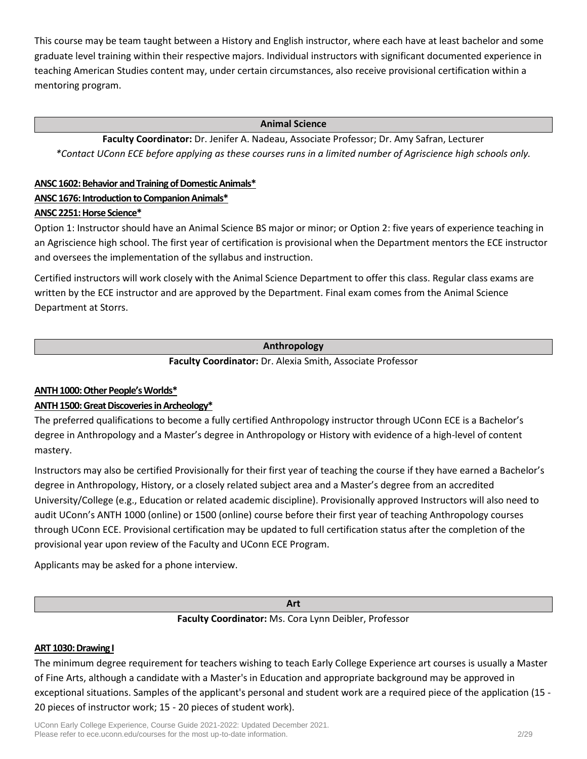This course may be team taught between a History and English instructor, where each have at least bachelor and some graduate level training within their respective majors. Individual instructors with significant documented experience in teaching American Studies content may, under certain circumstances, also receive provisional certification within a mentoring program.

## Animal Science

**Faculty Coordinator:** Dr. Jenifer A. Nadeau, Associate Professor; Dr. Amy Safran, Lecturer

*\*Contact UConn ECE before applying as these courses runs in a limited number of Agriscience high schools only.*

**ANSC 1602: Behavior and Training of Domestic Animals***

**ANSC 1676: Introduction to Companion Animals***

**ANSC 2251: Horse Science***

Option 1: Instructor should have an Animal Science BS major or minor; or Option 2: five years of experience teaching in an Agriscience high school. The first year of certification is provisional when the Department mentors the ECE instructor and oversees the implementation of the syllabus and instruction.

Certified instructors will work closely with the Animal Science Department to offer this class. Regular class exams are written by the ECE instructor and are approved by the Department. Final exam comes from the Animal Science Department at Storrs.

## Anthropology

**Faculty Coordinator:** Dr. Alexia Smith, Associate Professor

**ANTH 1000: Other People's Worlds***

**ANTH 1500: Great Discoveries in Archeology***

The preferred qualifications to become a fully certified Anthropology instructor through UConn ECE is a Bachelor's degree in Anthropology and a Master's degree in Anthropology or History with evidence of a high-level of content mastery.

Instructors may also be certified Provisionally for their first year of teaching the course if they have earned a Bachelor's degree in Anthropology, History, or a closely related subject area and a Master's degree from an accredited University/College (e.g., Education or related academic discipline). Provisionally approved Instructors will also need to audit UConn's ANTH 1000 (online) or 1500 (online) course before their first year of teaching Anthropology courses through UConn ECE. Provisional certification may be updated to full certification status after the completion of the provisional year upon review of the Faculty and UConn ECE Program.

Applicants may be asked for a phone interview.

## Art

**Faculty Coordinator:** Ms. Cora Lynn Deibler, Professor

**ART 1030: Drawing I**

The minimum degree requirement for teachers wishing to teach Early College Experience art courses is usually a Master of Fine Arts, although a candidate with a Master's in Education and appropriate background may be approved in exceptional situations. Samples of the applicant's personal and student work are a required piece of the application (15 - 20 pieces of instructor work; 15 - 20 pieces of student work).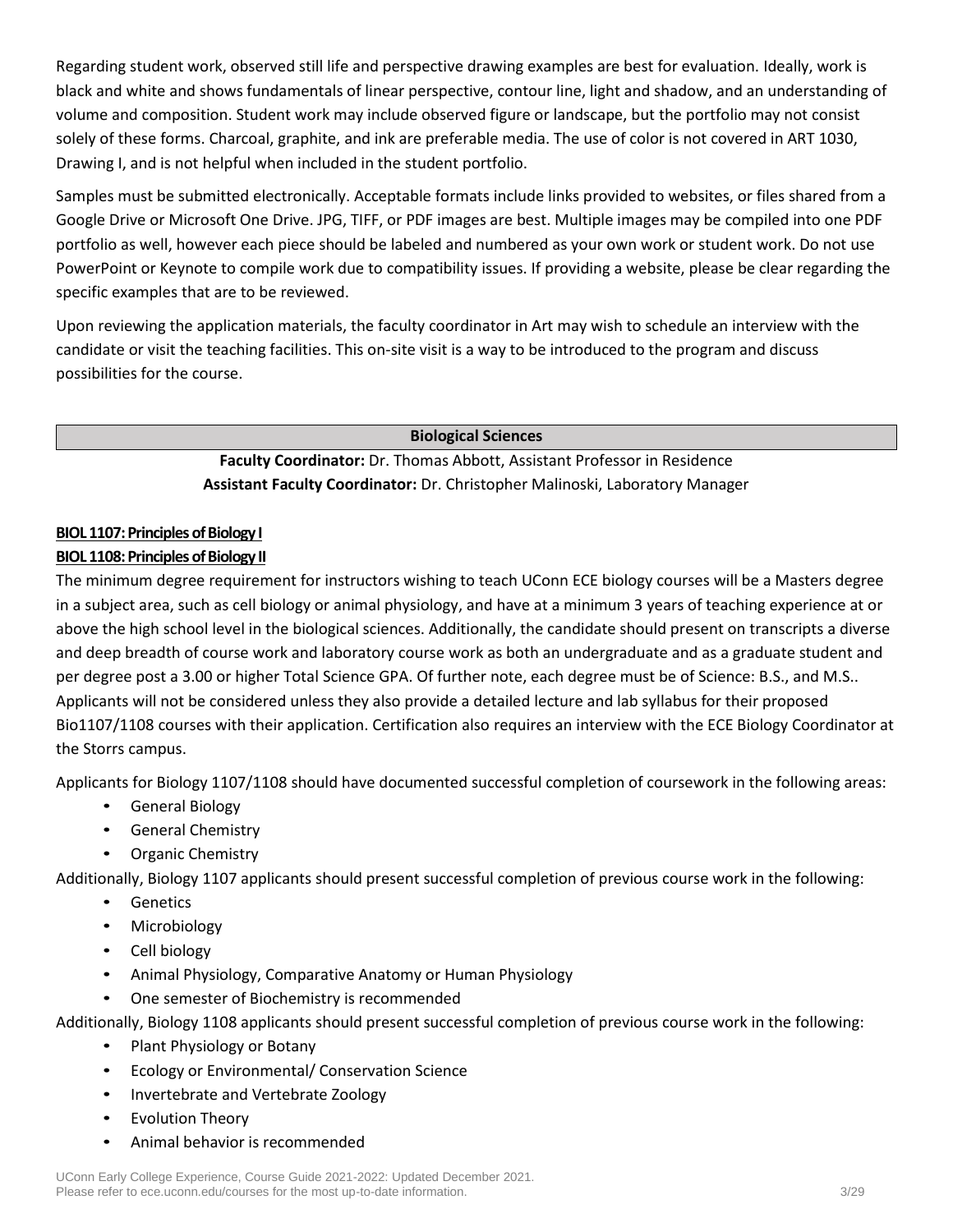Regarding student work, observed still life and perspective drawing examples are best for evaluation. Ideally, work is black and white and shows fundamentals of linear perspective, contour line, light and shadow, and an understanding of volume and composition. Student work may include observed figure or landscape, but the portfolio may not consist solely of these forms. Charcoal, graphite, and ink are preferable media. The use of color is not covered in ART 1030, Drawing I, and is not helpful when included in the student portfolio.

Samples must be submitted electronically. Acceptable formats include links provided to websites, or files shared from a Google Drive or Microsoft One Drive. JPG, TIFF, or PDF images are best. Multiple images may be compiled into one PDF portfolio as well, however each piece should be labeled and numbered as your own work or student work. Do not use PowerPoint or Keynote to compile work due to compatibility issues. If providing a website, please be clear regarding the specific examples that are to be reviewed.

Upon reviewing the application materials, the faculty coordinator in Art may wish to schedule an interview with the candidate or visit the teaching facilities. This on-site visit is a way to be introduced to the program and discuss possibilities for the course.

## Biological Sciences

**Faculty Coordinator:** Dr. Thomas Abbott, Assistant Professor in Residence
**Assistant Faculty Coordinator:** Dr. Christopher Malinoski, Laboratory Manager

**BIOL 1107: Principles of Biology I**
**BIOL 1108: Principles of Biology II**

The minimum degree requirement for instructors wishing to teach UConn ECE biology courses will be a Masters degree in a subject area, such as cell biology or animal physiology, and have at a minimum 3 years of teaching experience at or above the high school level in the biological sciences. Additionally, the candidate should present on transcripts a diverse and deep breadth of course work and laboratory course work as both an undergraduate and as a graduate student and per degree post a 3.00 or higher Total Science GPA. Of further note, each degree must be of Science: B.S., and M.S.. Applicants will not be considered unless they also provide a detailed lecture and lab syllabus for their proposed Bio1107/1108 courses with their application. Certification also requires an interview with the ECE Biology Coordinator at the Storrs campus.

Applicants for Biology 1107/1108 should have documented successful completion of coursework in the following areas:

- General Biology
- General Chemistry
- Organic Chemistry

Additionally, Biology 1107 applicants should present successful completion of previous course work in the following:

- Genetics
- Microbiology
- Cell biology
- Animal Physiology, Comparative Anatomy or Human Physiology
- One semester of Biochemistry is recommended

Additionally, Biology 1108 applicants should present successful completion of previous course work in the following:

- Plant Physiology or Botany
- Ecology or Environmental/ Conservation Science
- Invertebrate and Vertebrate Zoology
- Evolution Theory
- Animal behavior is recommended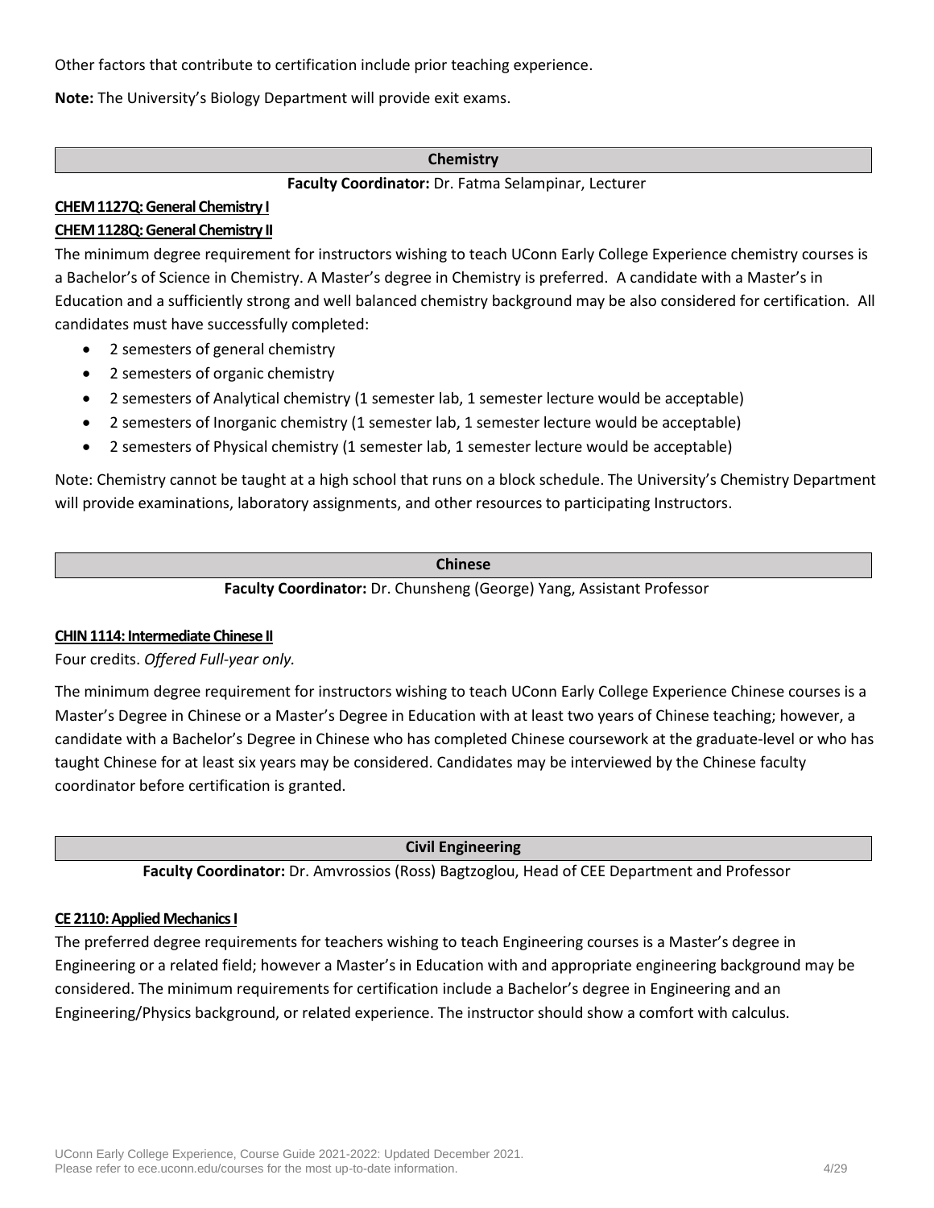Other factors that contribute to certification include prior teaching experience.

**Note:** The University's Biology Department will provide exit exams.

## Chemistry

**Faculty Coordinator:** Dr. Fatma Selampinar, Lecturer

**CHEM 1127Q: General Chemistry I**

**CHEM 1128Q: General Chemistry II**

The minimum degree requirement for instructors wishing to teach UConn Early College Experience chemistry courses is a Bachelor's of Science in Chemistry. A Master's degree in Chemistry is preferred. A candidate with a Master's in Education and a sufficiently strong and well balanced chemistry background may be also considered for certification. All candidates must have successfully completed:

- 2 semesters of general chemistry
- 2 semesters of organic chemistry
- 2 semesters of Analytical chemistry (1 semester lab, 1 semester lecture would be acceptable)
- 2 semesters of Inorganic chemistry (1 semester lab, 1 semester lecture would be acceptable)
- 2 semesters of Physical chemistry (1 semester lab, 1 semester lecture would be acceptable)

Note: Chemistry cannot be taught at a high school that runs on a block schedule. The University's Chemistry Department will provide examinations, laboratory assignments, and other resources to participating Instructors.

## Chinese

**Faculty Coordinator:** Dr. Chunsheng (George) Yang, Assistant Professor

**CHIN 1114: Intermediate Chinese II**

Four credits. *Offered Full-year only.*

The minimum degree requirement for instructors wishing to teach UConn Early College Experience Chinese courses is a Master's Degree in Chinese or a Master's Degree in Education with at least two years of Chinese teaching; however, a candidate with a Bachelor's Degree in Chinese who has completed Chinese coursework at the graduate-level or who has taught Chinese for at least six years may be considered. Candidates may be interviewed by the Chinese faculty coordinator before certification is granted.

## Civil Engineering

**Faculty Coordinator:** Dr. Amvrossios (Ross) Bagtzoglou, Head of CEE Department and Professor

**CE 2110: Applied Mechanics I**

The preferred degree requirements for teachers wishing to teach Engineering courses is a Master's degree in Engineering or a related field; however a Master's in Education with and appropriate engineering background may be considered. The minimum requirements for certification include a Bachelor's degree in Engineering and an Engineering/Physics background, or related experience. The instructor should show a comfort with calculus.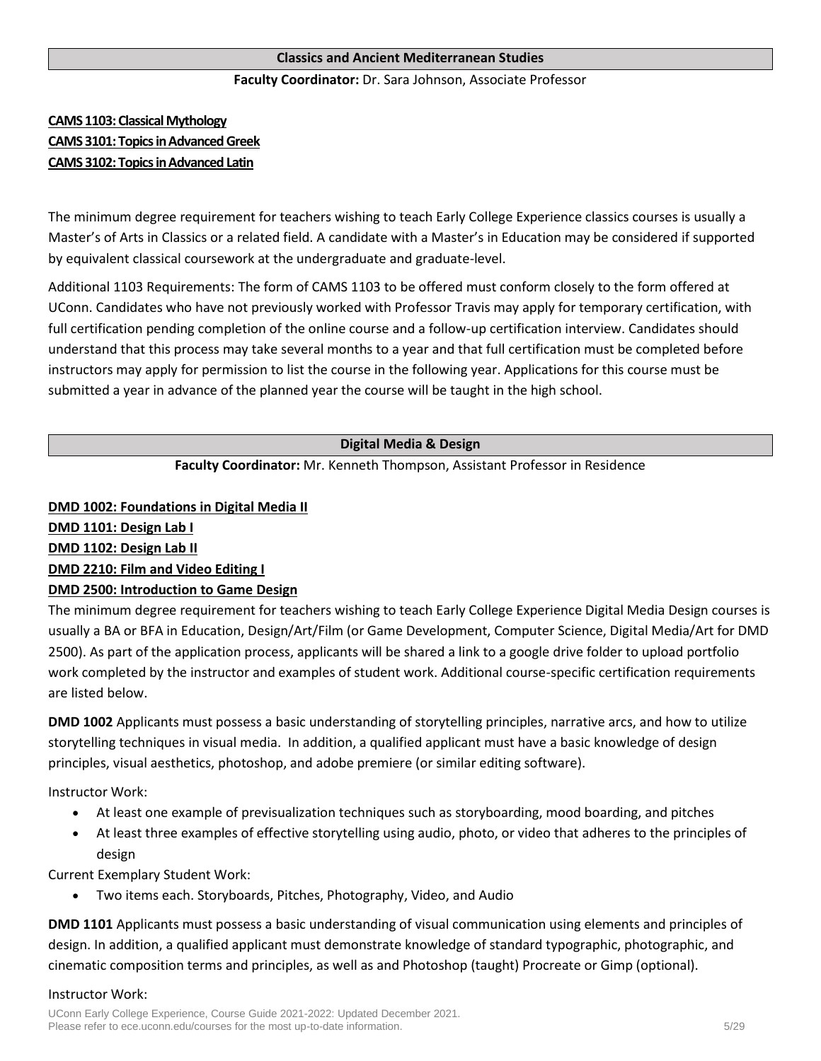## Classics and Ancient Mediterranean Studies

**Faculty Coordinator:** Dr. Sara Johnson, Associate Professor

**CAMS 1103: Classical Mythology**
**CAMS 3101: Topics in Advanced Greek**
**CAMS 3102: Topics in Advanced Latin**

The minimum degree requirement for teachers wishing to teach Early College Experience classics courses is usually a Master's of Arts in Classics or a related field. A candidate with a Master's in Education may be considered if supported by equivalent classical coursework at the undergraduate and graduate-level.

Additional 1103 Requirements: The form of CAMS 1103 to be offered must conform closely to the form offered at UConn. Candidates who have not previously worked with Professor Travis may apply for temporary certification, with full certification pending completion of the online course and a follow-up certification interview. Candidates should understand that this process may take several months to a year and that full certification must be completed before instructors may apply for permission to list the course in the following year. Applications for this course must be submitted a year in advance of the planned year the course will be taught in the high school.

## Digital Media & Design

**Faculty Coordinator:** Mr. Kenneth Thompson, Assistant Professor in Residence

**DMD 1002: Foundations in Digital Media II**
**DMD 1101: Design Lab I**
**DMD 1102: Design Lab II**
**DMD 2210: Film and Video Editing I**
**DMD 2500: Introduction to Game Design**

The minimum degree requirement for teachers wishing to teach Early College Experience Digital Media Design courses is usually a BA or BFA in Education, Design/Art/Film (or Game Development, Computer Science, Digital Media/Art for DMD 2500). As part of the application process, applicants will be shared a link to a google drive folder to upload portfolio work completed by the instructor and examples of student work. Additional course-specific certification requirements are listed below.

**DMD 1002** Applicants must possess a basic understanding of storytelling principles, narrative arcs, and how to utilize storytelling techniques in visual media. In addition, a qualified applicant must have a basic knowledge of design principles, visual aesthetics, photoshop, and adobe premiere (or similar editing software).

Instructor Work:

- At least one example of previsualization techniques such as storyboarding, mood boarding, and pitches
- At least three examples of effective storytelling using audio, photo, or video that adheres to the principles of design

Current Exemplary Student Work:

- Two items each. Storyboards, Pitches, Photography, Video, and Audio

**DMD 1101** Applicants must possess a basic understanding of visual communication using elements and principles of design. In addition, a qualified applicant must demonstrate knowledge of standard typographic, photographic, and cinematic composition terms and principles, as well as and Photoshop (taught) Procreate or Gimp (optional).

Instructor Work: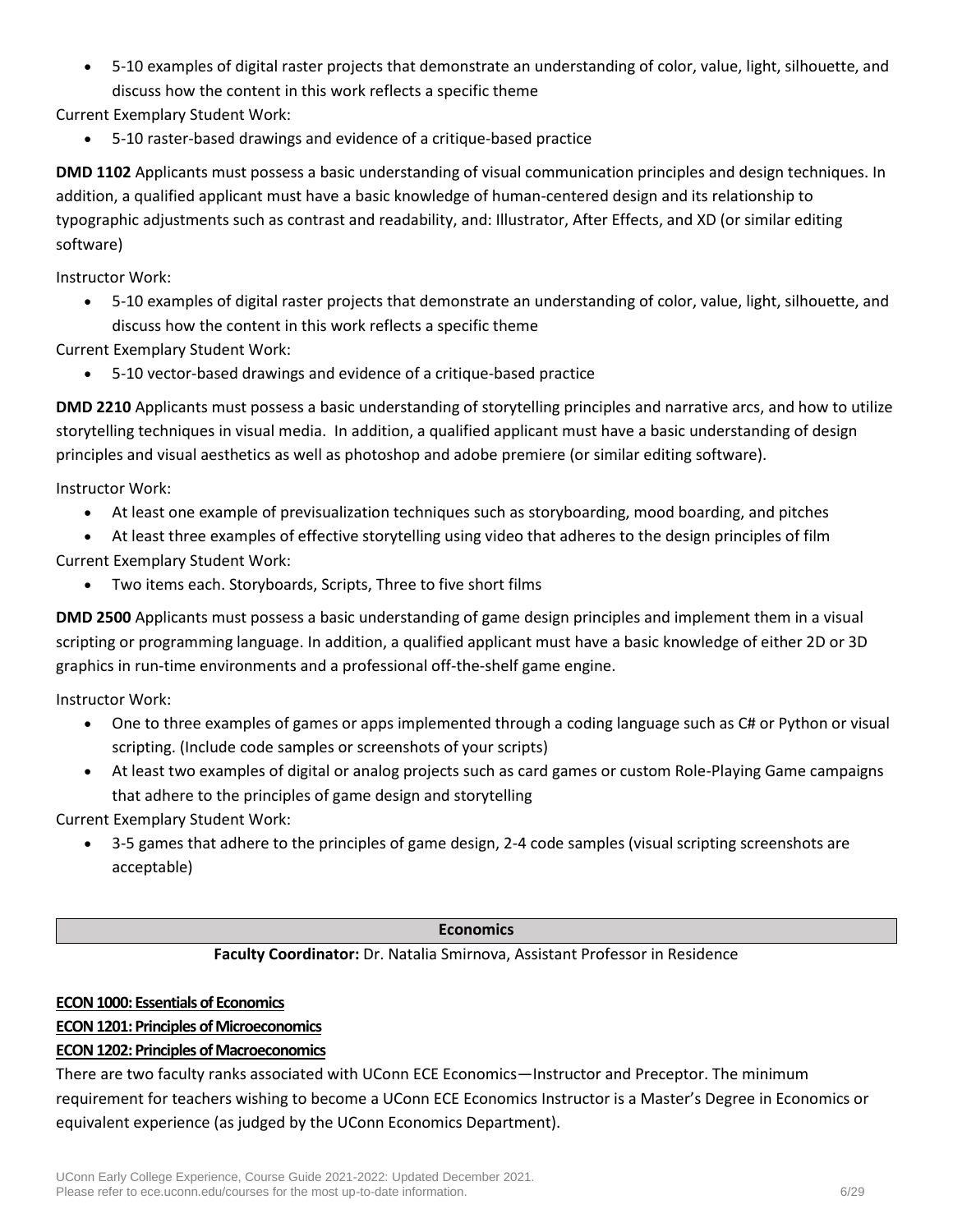- 5-10 examples of digital raster projects that demonstrate an understanding of color, value, light, silhouette, and discuss how the content in this work reflects a specific theme

Current Exemplary Student Work:

- 5-10 raster-based drawings and evidence of a critique-based practice

**DMD 1102** Applicants must possess a basic understanding of visual communication principles and design techniques. In addition, a qualified applicant must have a basic knowledge of human-centered design and its relationship to typographic adjustments such as contrast and readability, and: Illustrator, After Effects, and XD (or similar editing software)

Instructor Work:

- 5-10 examples of digital raster projects that demonstrate an understanding of color, value, light, silhouette, and discuss how the content in this work reflects a specific theme

Current Exemplary Student Work:

- 5-10 vector-based drawings and evidence of a critique-based practice

**DMD 2210** Applicants must possess a basic understanding of storytelling principles and narrative arcs, and how to utilize storytelling techniques in visual media. In addition, a qualified applicant must have a basic understanding of design principles and visual aesthetics as well as photoshop and adobe premiere (or similar editing software).

Instructor Work:

- At least one example of previsualization techniques such as storyboarding, mood boarding, and pitches
- At least three examples of effective storytelling using video that adheres to the design principles of film

Current Exemplary Student Work:

- Two items each. Storyboards, Scripts, Three to five short films

**DMD 2500** Applicants must possess a basic understanding of game design principles and implement them in a visual scripting or programming language. In addition, a qualified applicant must have a basic knowledge of either 2D or 3D graphics in run-time environments and a professional off-the-shelf game engine.

Instructor Work:

- One to three examples of games or apps implemented through a coding language such as C# or Python or visual scripting. (Include code samples or screenshots of your scripts)
- At least two examples of digital or analog projects such as card games or custom Role-Playing Game campaigns that adhere to the principles of game design and storytelling

Current Exemplary Student Work:

- 3-5 games that adhere to the principles of game design, 2-4 code samples (visual scripting screenshots are acceptable)

## Economics

**Faculty Coordinator:** Dr. Natalia Smirnova, Assistant Professor in Residence

**ECON 1000: Essentials of Economics**
**ECON 1201: Principles of Microeconomics**
**ECON 1202: Principles of Macroeconomics**

There are two faculty ranks associated with UConn ECE Economics—Instructor and Preceptor. The minimum requirement for teachers wishing to become a UConn ECE Economics Instructor is a Master's Degree in Economics or equivalent experience (as judged by the UConn Economics Department).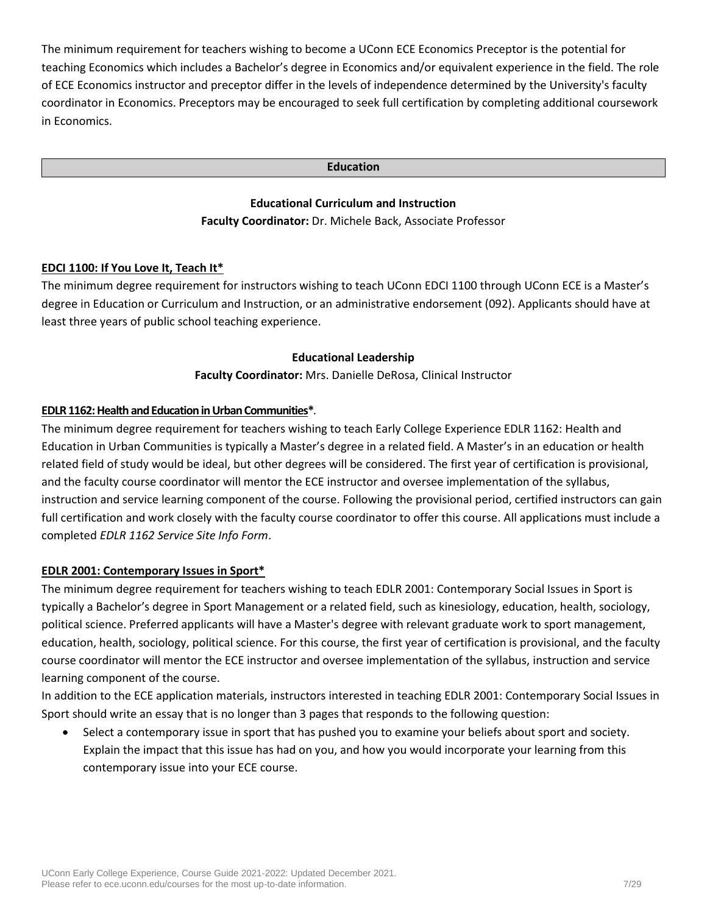The minimum requirement for teachers wishing to become a UConn ECE Economics Preceptor is the potential for teaching Economics which includes a Bachelor's degree in Economics and/or equivalent experience in the field. The role of ECE Economics instructor and preceptor differ in the levels of independence determined by the University's faculty coordinator in Economics. Preceptors may be encouraged to seek full certification by completing additional coursework in Economics.

## Education

### Educational Curriculum and Instruction

**Faculty Coordinator:** Dr. Michele Back, Associate Professor

**EDCI 1100: If You Love It, Teach It***

The minimum degree requirement for instructors wishing to teach UConn EDCI 1100 through UConn ECE is a Master's degree in Education or Curriculum and Instruction, or an administrative endorsement (092). Applicants should have at least three years of public school teaching experience.

### Educational Leadership

**Faculty Coordinator:** Mrs. Danielle DeRosa, Clinical Instructor

**EDLR 1162: Health and Education in Urban Communities***.

The minimum degree requirement for teachers wishing to teach Early College Experience EDLR 1162: Health and Education in Urban Communities is typically a Master's degree in a related field. A Master's in an education or health related field of study would be ideal, but other degrees will be considered. The first year of certification is provisional, and the faculty course coordinator will mentor the ECE instructor and oversee implementation of the syllabus, instruction and service learning component of the course. Following the provisional period, certified instructors can gain full certification and work closely with the faculty course coordinator to offer this course. All applications must include a completed *EDLR 1162 Service Site Info Form*.

**EDLR 2001: Contemporary Issues in Sport***

The minimum degree requirement for teachers wishing to teach EDLR 2001: Contemporary Social Issues in Sport is typically a Bachelor's degree in Sport Management or a related field, such as kinesiology, education, health, sociology, political science. Preferred applicants will have a Master's degree with relevant graduate work to sport management, education, health, sociology, political science. For this course, the first year of certification is provisional, and the faculty course coordinator will mentor the ECE instructor and oversee implementation of the syllabus, instruction and service learning component of the course.

In addition to the ECE application materials, instructors interested in teaching EDLR 2001: Contemporary Social Issues in Sport should write an essay that is no longer than 3 pages that responds to the following question:

- Select a contemporary issue in sport that has pushed you to examine your beliefs about sport and society. Explain the impact that this issue has had on you, and how you would incorporate your learning from this contemporary issue into your ECE course.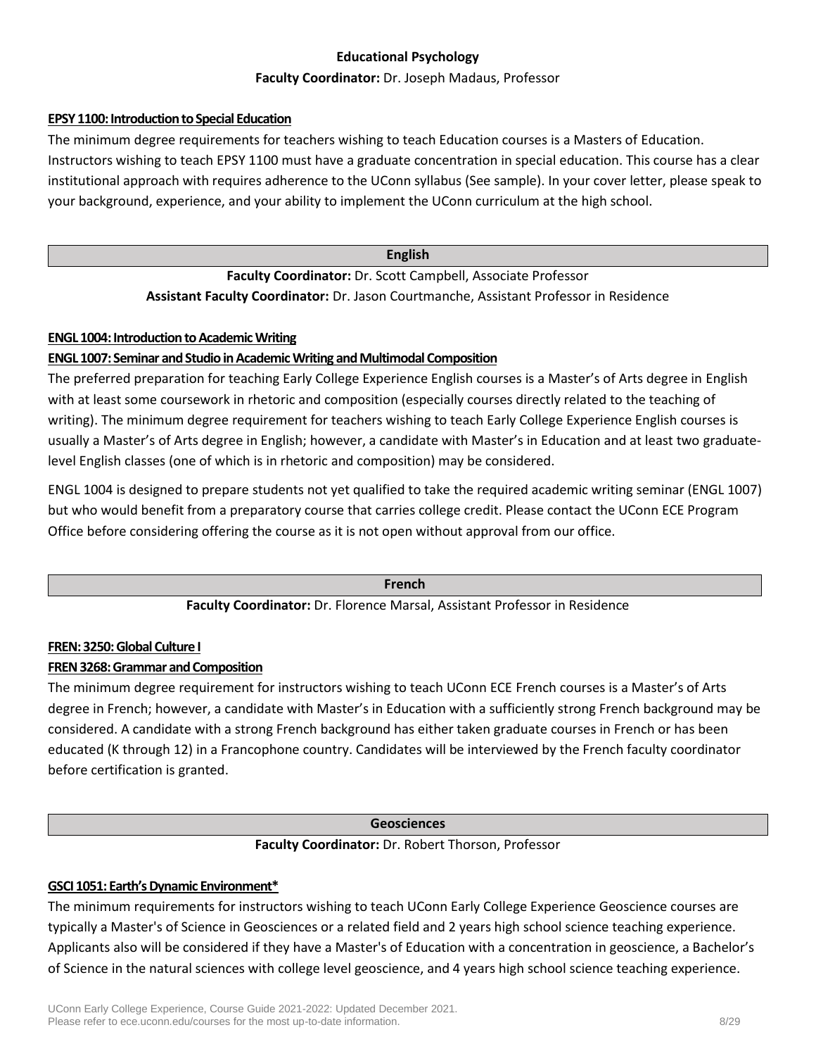## Educational Psychology

**Faculty Coordinator:** Dr. Joseph Madaus, Professor

**EPSY 1100: Introduction to Special Education**

The minimum degree requirements for teachers wishing to teach Education courses is a Masters of Education. Instructors wishing to teach EPSY 1100 must have a graduate concentration in special education. This course has a clear institutional approach with requires adherence to the UConn syllabus (See sample). In your cover letter, please speak to your background, experience, and your ability to implement the UConn curriculum at the high school.

## English

**Faculty Coordinator:** Dr. Scott Campbell, Associate Professor

**Assistant Faculty Coordinator:** Dr. Jason Courtmanche, Assistant Professor in Residence

**ENGL 1004: Introduction to Academic Writing**

**ENGL 1007: Seminar and Studio in Academic Writing and Multimodal Composition**

The preferred preparation for teaching Early College Experience English courses is a Master's of Arts degree in English with at least some coursework in rhetoric and composition (especially courses directly related to the teaching of writing). The minimum degree requirement for teachers wishing to teach Early College Experience English courses is usually a Master's of Arts degree in English; however, a candidate with Master's in Education and at least two graduate-level English classes (one of which is in rhetoric and composition) may be considered.

ENGL 1004 is designed to prepare students not yet qualified to take the required academic writing seminar (ENGL 1007) but who would benefit from a preparatory course that carries college credit. Please contact the UConn ECE Program Office before considering offering the course as it is not open without approval from our office.

## French

**Faculty Coordinator:** Dr. Florence Marsal, Assistant Professor in Residence

**FREN: 3250: Global Culture I**

**FREN 3268: Grammar and Composition**

The minimum degree requirement for instructors wishing to teach UConn ECE French courses is a Master's of Arts degree in French; however, a candidate with Master's in Education with a sufficiently strong French background may be considered. A candidate with a strong French background has either taken graduate courses in French or has been educated (K through 12) in a Francophone country. Candidates will be interviewed by the French faculty coordinator before certification is granted.

## Geosciences

**Faculty Coordinator:** Dr. Robert Thorson, Professor

**GSCI 1051: Earth's Dynamic Environment***

The minimum requirements for instructors wishing to teach UConn Early College Experience Geoscience courses are typically a Master's of Science in Geosciences or a related field and 2 years high school science teaching experience. Applicants also will be considered if they have a Master's of Education with a concentration in geoscience, a Bachelor's of Science in the natural sciences with college level geoscience, and 4 years high school science teaching experience.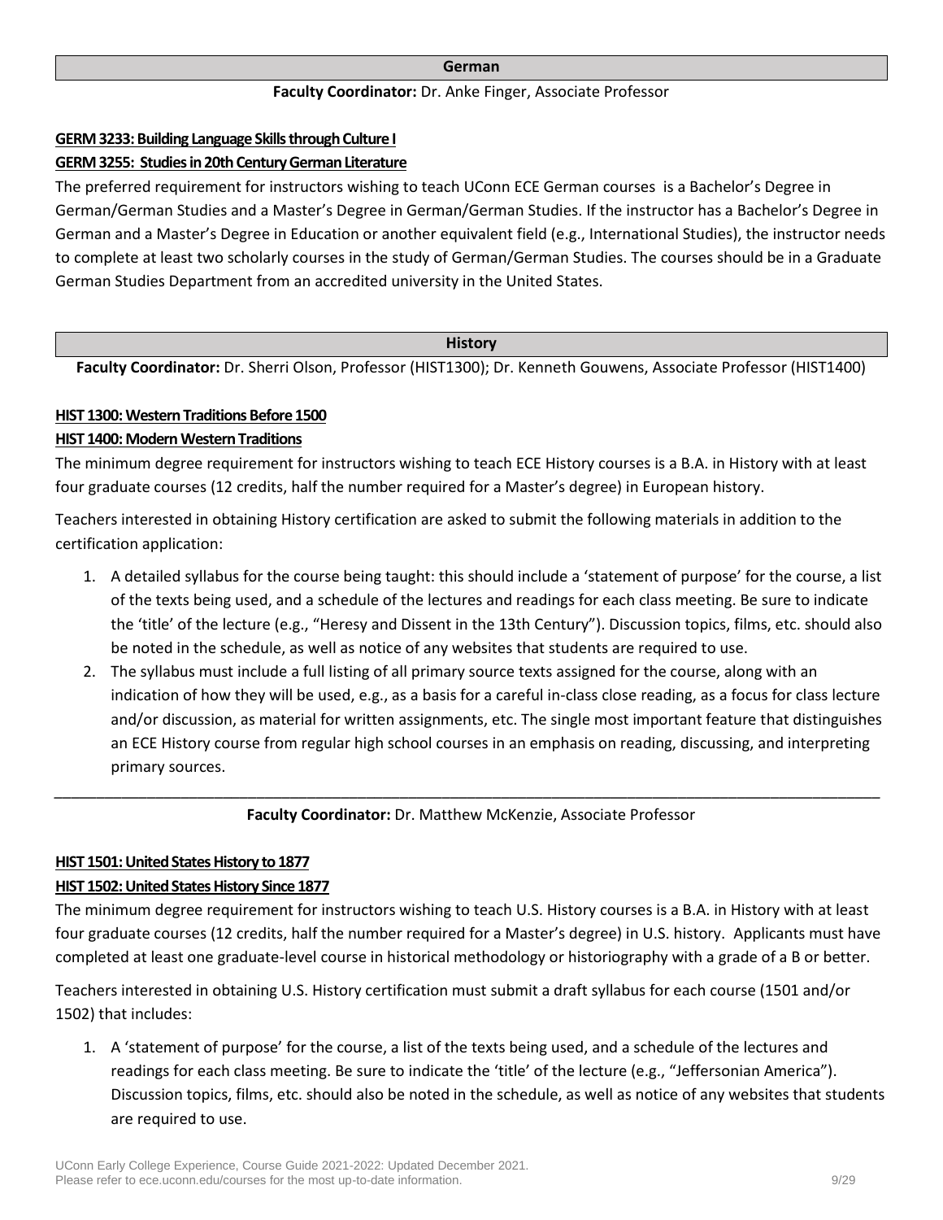## German

**Faculty Coordinator:** Dr. Anke Finger, Associate Professor

**GERM 3233: Building Language Skills through Culture I**

**GERM 3255: Studies in 20th Century German Literature**

The preferred requirement for instructors wishing to teach UConn ECE German courses is a Bachelor's Degree in German/German Studies and a Master's Degree in German/German Studies. If the instructor has a Bachelor's Degree in German and a Master's Degree in Education or another equivalent field (e.g., International Studies), the instructor needs to complete at least two scholarly courses in the study of German/German Studies. The courses should be in a Graduate German Studies Department from an accredited university in the United States.

## History

**Faculty Coordinator:** Dr. Sherri Olson, Professor (HIST1300); Dr. Kenneth Gouwens, Associate Professor (HIST1400)

**HIST 1300: Western Traditions Before 1500**

**HIST 1400: Modern Western Traditions**

The minimum degree requirement for instructors wishing to teach ECE History courses is a B.A. in History with at least four graduate courses (12 credits, half the number required for a Master's degree) in European history.

Teachers interested in obtaining History certification are asked to submit the following materials in addition to the certification application:

1. A detailed syllabus for the course being taught: this should include a 'statement of purpose' for the course, a list of the texts being used, and a schedule of the lectures and readings for each class meeting. Be sure to indicate the 'title' of the lecture (e.g., "Heresy and Dissent in the 13th Century"). Discussion topics, films, etc. should also be noted in the schedule, as well as notice of any websites that students are required to use.
2. The syllabus must include a full listing of all primary source texts assigned for the course, along with an indication of how they will be used, e.g., as a basis for a careful in-class close reading, as a focus for class lecture and/or discussion, as material for written assignments, etc. The single most important feature that distinguishes an ECE History course from regular high school courses in an emphasis on reading, discussing, and interpreting primary sources.

---

**Faculty Coordinator:** Dr. Matthew McKenzie, Associate Professor

**HIST 1501: United States History to 1877**

**HIST 1502: United States History Since 1877**

The minimum degree requirement for instructors wishing to teach U.S. History courses is a B.A. in History with at least four graduate courses (12 credits, half the number required for a Master's degree) in U.S. history. Applicants must have completed at least one graduate-level course in historical methodology or historiography with a grade of a B or better.

Teachers interested in obtaining U.S. History certification must submit a draft syllabus for each course (1501 and/or 1502) that includes:

1. A 'statement of purpose' for the course, a list of the texts being used, and a schedule of the lectures and readings for each class meeting. Be sure to indicate the 'title' of the lecture (e.g., "Jeffersonian America"). Discussion topics, films, etc. should also be noted in the schedule, as well as notice of any websites that students are required to use.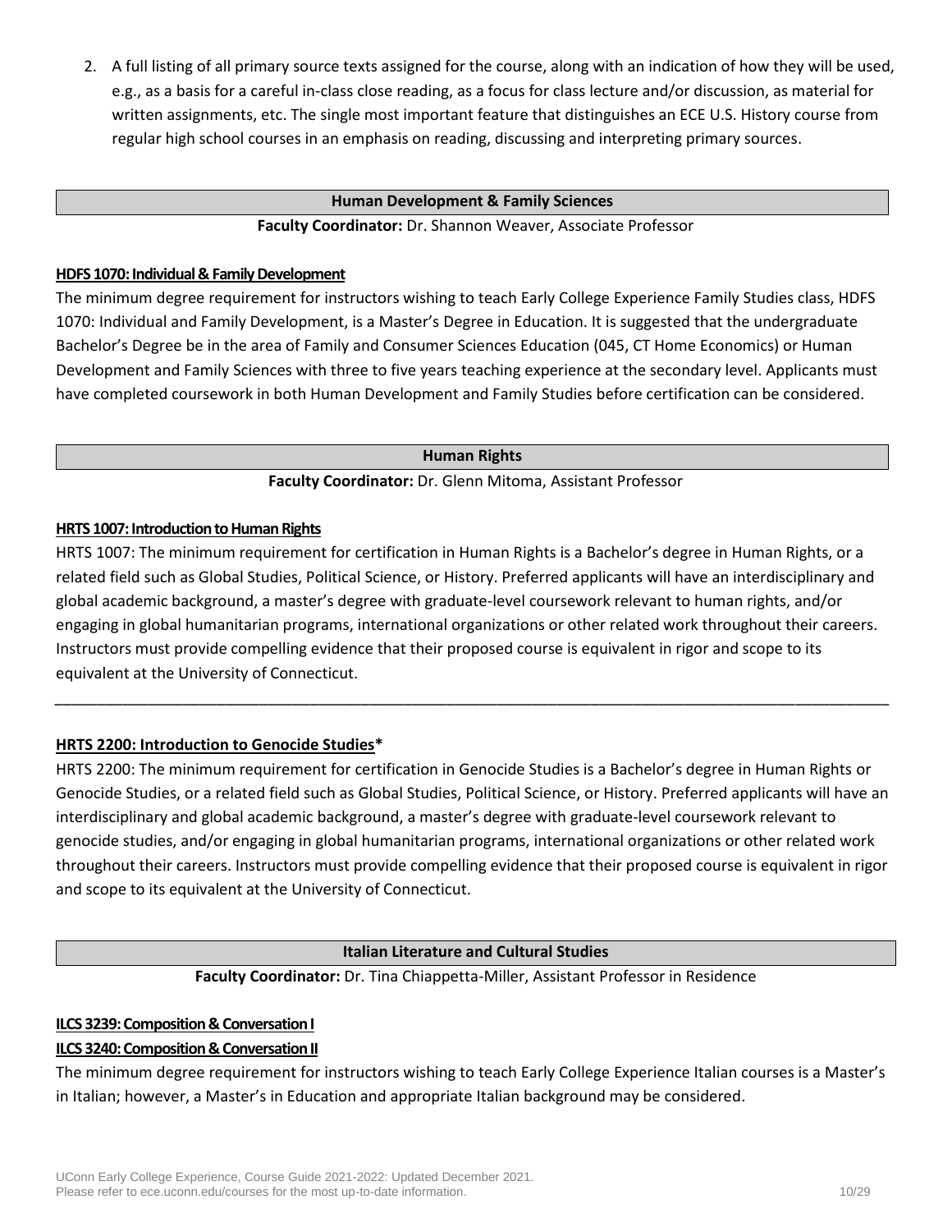2. A full listing of all primary source texts assigned for the course, along with an indication of how they will be used, e.g., as a basis for a careful in-class close reading, as a focus for class lecture and/or discussion, as material for written assignments, etc. The single most important feature that distinguishes an ECE U.S. History course from regular high school courses in an emphasis on reading, discussing and interpreting primary sources.

## Human Development & Family Sciences

**Faculty Coordinator:** Dr. Shannon Weaver, Associate Professor

**HDFS 1070: Individual & Family Development**

The minimum degree requirement for instructors wishing to teach Early College Experience Family Studies class, HDFS 1070: Individual and Family Development, is a Master's Degree in Education. It is suggested that the undergraduate Bachelor's Degree be in the area of Family and Consumer Sciences Education (045, CT Home Economics) or Human Development and Family Sciences with three to five years teaching experience at the secondary level. Applicants must have completed coursework in both Human Development and Family Studies before certification can be considered.

## Human Rights

**Faculty Coordinator:** Dr. Glenn Mitoma, Assistant Professor

**HRTS 1007: Introduction to Human Rights**

HRTS 1007: The minimum requirement for certification in Human Rights is a Bachelor's degree in Human Rights, or a related field such as Global Studies, Political Science, or History. Preferred applicants will have an interdisciplinary and global academic background, a master's degree with graduate-level coursework relevant to human rights, and/or engaging in global humanitarian programs, international organizations or other related work throughout their careers. Instructors must provide compelling evidence that their proposed course is equivalent in rigor and scope to its equivalent at the University of Connecticut.

---

**HRTS 2200: Introduction to Genocide Studies***

HRTS 2200: The minimum requirement for certification in Genocide Studies is a Bachelor's degree in Human Rights or Genocide Studies, or a related field such as Global Studies, Political Science, or History. Preferred applicants will have an interdisciplinary and global academic background, a master's degree with graduate-level coursework relevant to genocide studies, and/or engaging in global humanitarian programs, international organizations or other related work throughout their careers. Instructors must provide compelling evidence that their proposed course is equivalent in rigor and scope to its equivalent at the University of Connecticut.

## Italian Literature and Cultural Studies

**Faculty Coordinator:** Dr. Tina Chiappetta-Miller, Assistant Professor in Residence

**ILCS 3239: Composition & Conversation I**

**ILCS 3240: Composition & Conversation II**

The minimum degree requirement for instructors wishing to teach Early College Experience Italian courses is a Master's in Italian; however, a Master's in Education and appropriate Italian background may be considered.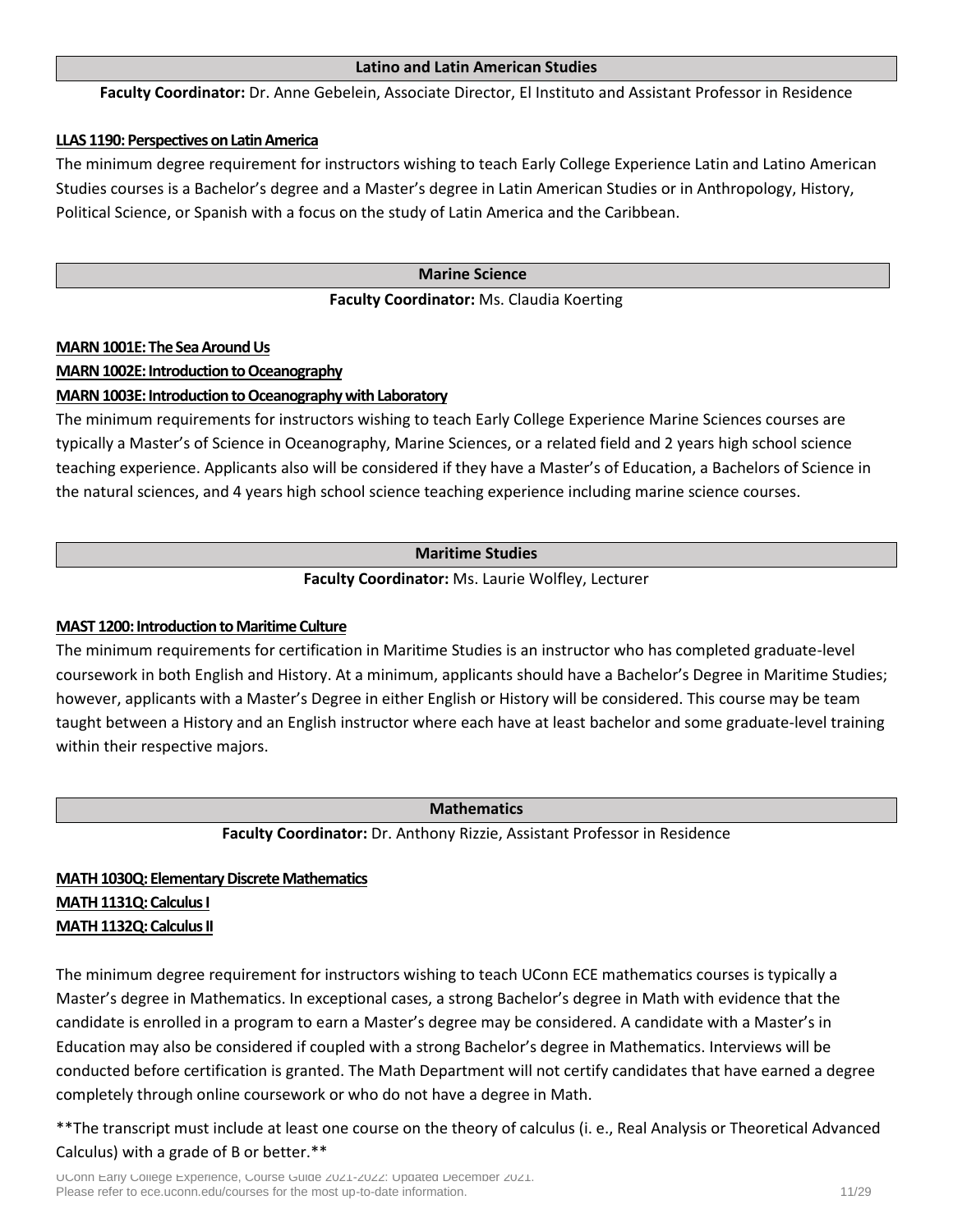## Latino and Latin American Studies

**Faculty Coordinator:** Dr. Anne Gebelein, Associate Director, El Instituto and Assistant Professor in Residence

**LLAS 1190: Perspectives on Latin America**

The minimum degree requirement for instructors wishing to teach Early College Experience Latin and Latino American Studies courses is a Bachelor's degree and a Master's degree in Latin American Studies or in Anthropology, History, Political Science, or Spanish with a focus on the study of Latin America and the Caribbean.

## Marine Science

**Faculty Coordinator:** Ms. Claudia Koerting

**MARN 1001E: The Sea Around Us**
**MARN 1002E: Introduction to Oceanography**
**MARN 1003E: Introduction to Oceanography with Laboratory**

The minimum requirements for instructors wishing to teach Early College Experience Marine Sciences courses are typically a Master's of Science in Oceanography, Marine Sciences, or a related field and 2 years high school science teaching experience. Applicants also will be considered if they have a Master's of Education, a Bachelors of Science in the natural sciences, and 4 years high school science teaching experience including marine science courses.

## Maritime Studies

**Faculty Coordinator:** Ms. Laurie Wolfley, Lecturer

**MAST 1200: Introduction to Maritime Culture**

The minimum requirements for certification in Maritime Studies is an instructor who has completed graduate-level coursework in both English and History. At a minimum, applicants should have a Bachelor's Degree in Maritime Studies; however, applicants with a Master's Degree in either English or History will be considered. This course may be team taught between a History and an English instructor where each have at least bachelor and some graduate-level training within their respective majors.

## Mathematics

**Faculty Coordinator:** Dr. Anthony Rizzie, Assistant Professor in Residence

**MATH 1030Q: Elementary Discrete Mathematics**
**MATH 1131Q: Calculus I**
**MATH 1132Q: Calculus II**

The minimum degree requirement for instructors wishing to teach UConn ECE mathematics courses is typically a Master's degree in Mathematics. In exceptional cases, a strong Bachelor's degree in Math with evidence that the candidate is enrolled in a program to earn a Master's degree may be considered. A candidate with a Master's in Education may also be considered if coupled with a strong Bachelor's degree in Mathematics. Interviews will be conducted before certification is granted. The Math Department will not certify candidates that have earned a degree completely through online coursework or who do not have a degree in Math.

**The transcript must include at least one course on the theory of calculus (i. e., Real Analysis or Theoretical Advanced Calculus) with a grade of B or better.**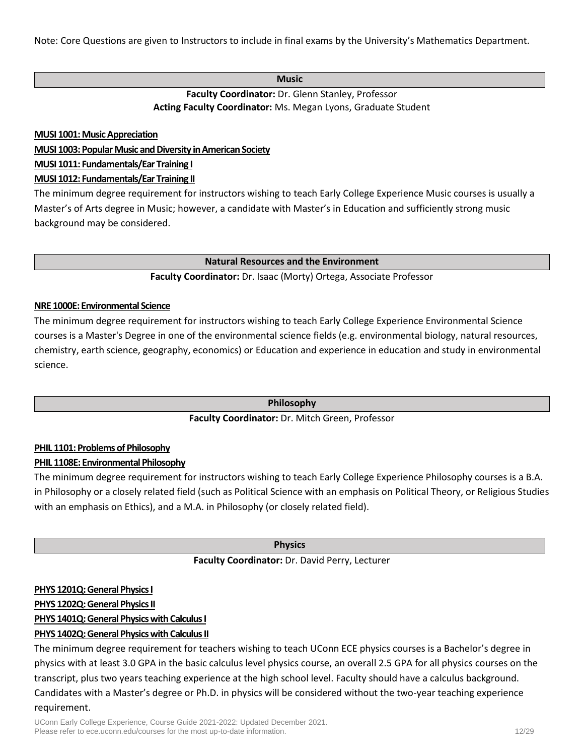Note: Core Questions are given to Instructors to include in final exams by the University's Mathematics Department.

## Music

**Faculty Coordinator:** Dr. Glenn Stanley, Professor
**Acting Faculty Coordinator:** Ms. Megan Lyons, Graduate Student

**MUSI 1001: Music Appreciation**
**MUSI 1003: Popular Music and Diversity in American Society**
**MUSI 1011: Fundamentals/Ear Training I**
**MUSI 1012: Fundamentals/Ear Training II**

The minimum degree requirement for instructors wishing to teach Early College Experience Music courses is usually a Master's of Arts degree in Music; however, a candidate with Master's in Education and sufficiently strong music background may be considered.

## Natural Resources and the Environment

**Faculty Coordinator:** Dr. Isaac (Morty) Ortega, Associate Professor

**NRE 1000E: Environmental Science**

The minimum degree requirement for instructors wishing to teach Early College Experience Environmental Science courses is a Master's Degree in one of the environmental science fields (e.g. environmental biology, natural resources, chemistry, earth science, geography, economics) or Education and experience in education and study in environmental science.

## Philosophy

**Faculty Coordinator:** Dr. Mitch Green, Professor

**PHIL 1101: Problems of Philosophy**
**PHIL 1108E: Environmental Philosophy**

The minimum degree requirement for instructors wishing to teach Early College Experience Philosophy courses is a B.A. in Philosophy or a closely related field (such as Political Science with an emphasis on Political Theory, or Religious Studies with an emphasis on Ethics), and a M.A. in Philosophy (or closely related field).

## Physics

**Faculty Coordinator:** Dr. David Perry, Lecturer

**PHYS 1201Q: General Physics I**
**PHYS 1202Q: General Physics II**
**PHYS 1401Q: General Physics with Calculus I**
**PHYS 1402Q: General Physics with Calculus II**

The minimum degree requirement for teachers wishing to teach UConn ECE physics courses is a Bachelor's degree in physics with at least 3.0 GPA in the basic calculus level physics course, an overall 2.5 GPA for all physics courses on the transcript, plus two years teaching experience at the high school level. Faculty should have a calculus background. Candidates with a Master's degree or Ph.D. in physics will be considered without the two-year teaching experience requirement.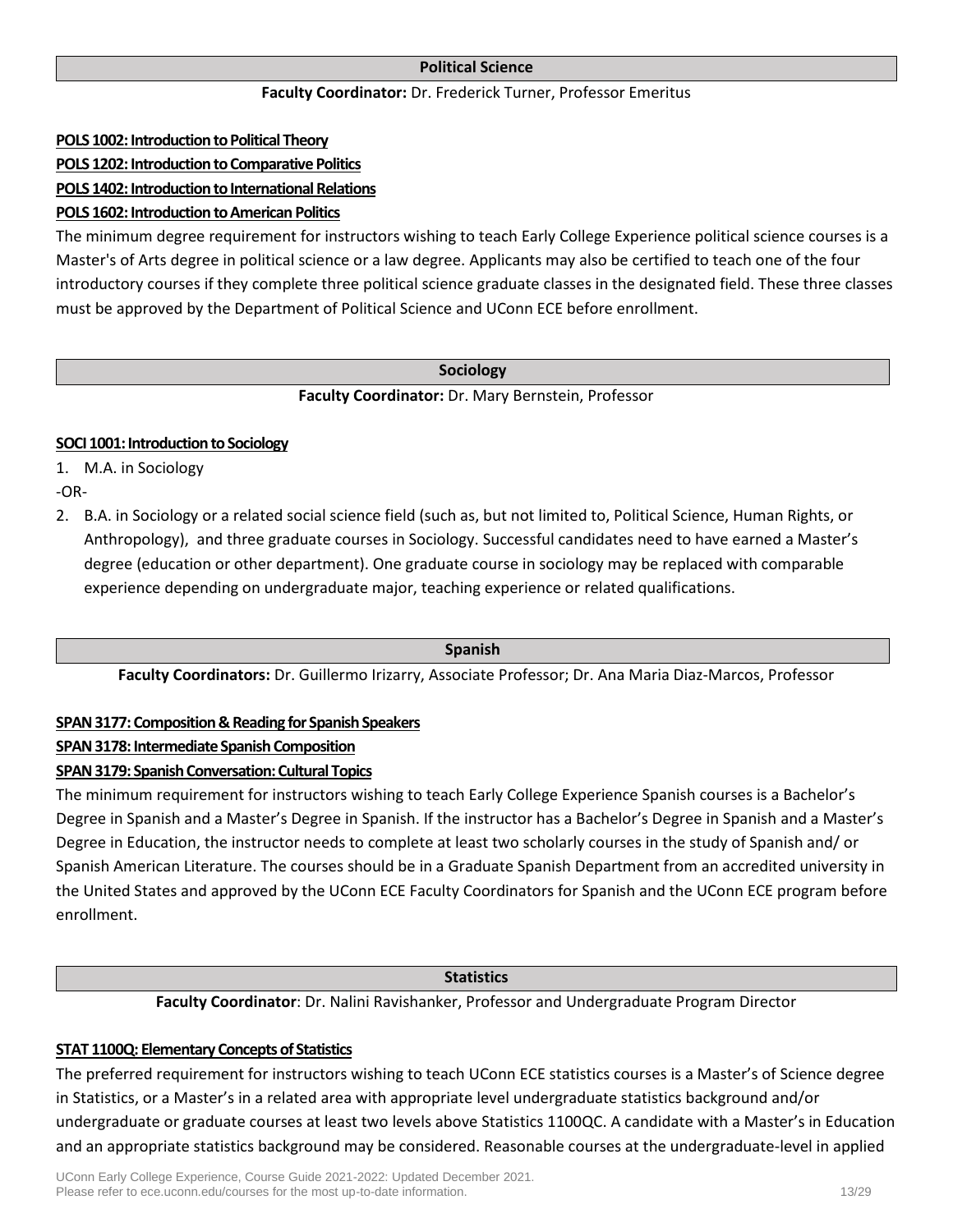## Political Science

**Faculty Coordinator:** Dr. Frederick Turner, Professor Emeritus

**POLS 1002: Introduction to Political Theory**
**POLS 1202: Introduction to Comparative Politics**
**POLS 1402: Introduction to International Relations**
**POLS 1602: Introduction to American Politics**

The minimum degree requirement for instructors wishing to teach Early College Experience political science courses is a Master's of Arts degree in political science or a law degree. Applicants may also be certified to teach one of the four introductory courses if they complete three political science graduate classes in the designated field. These three classes must be approved by the Department of Political Science and UConn ECE before enrollment.

## Sociology

**Faculty Coordinator:** Dr. Mary Bernstein, Professor

**SOCI 1001: Introduction to Sociology**

1. M.A. in Sociology

-OR-

2. B.A. in Sociology or a related social science field (such as, but not limited to, Political Science, Human Rights, or Anthropology), and three graduate courses in Sociology. Successful candidates need to have earned a Master's degree (education or other department). One graduate course in sociology may be replaced with comparable experience depending on undergraduate major, teaching experience or related qualifications.

## Spanish

**Faculty Coordinators:** Dr. Guillermo Irizarry, Associate Professor; Dr. Ana Maria Diaz-Marcos, Professor

**SPAN 3177: Composition & Reading for Spanish Speakers**
**SPAN 3178: Intermediate Spanish Composition**
**SPAN 3179: Spanish Conversation: Cultural Topics**

The minimum requirement for instructors wishing to teach Early College Experience Spanish courses is a Bachelor's Degree in Spanish and a Master's Degree in Spanish. If the instructor has a Bachelor's Degree in Spanish and a Master's Degree in Education, the instructor needs to complete at least two scholarly courses in the study of Spanish and/ or Spanish American Literature. The courses should be in a Graduate Spanish Department from an accredited university in the United States and approved by the UConn ECE Faculty Coordinators for Spanish and the UConn ECE program before enrollment.

## Statistics

**Faculty Coordinator**: Dr. Nalini Ravishanker, Professor and Undergraduate Program Director

**STAT 1100Q: Elementary Concepts of Statistics**

The preferred requirement for instructors wishing to teach UConn ECE statistics courses is a Master's of Science degree in Statistics, or a Master's in a related area with appropriate level undergraduate statistics background and/or undergraduate or graduate courses at least two levels above Statistics 1100QC. A candidate with a Master's in Education and an appropriate statistics background may be considered. Reasonable courses at the undergraduate-level in applied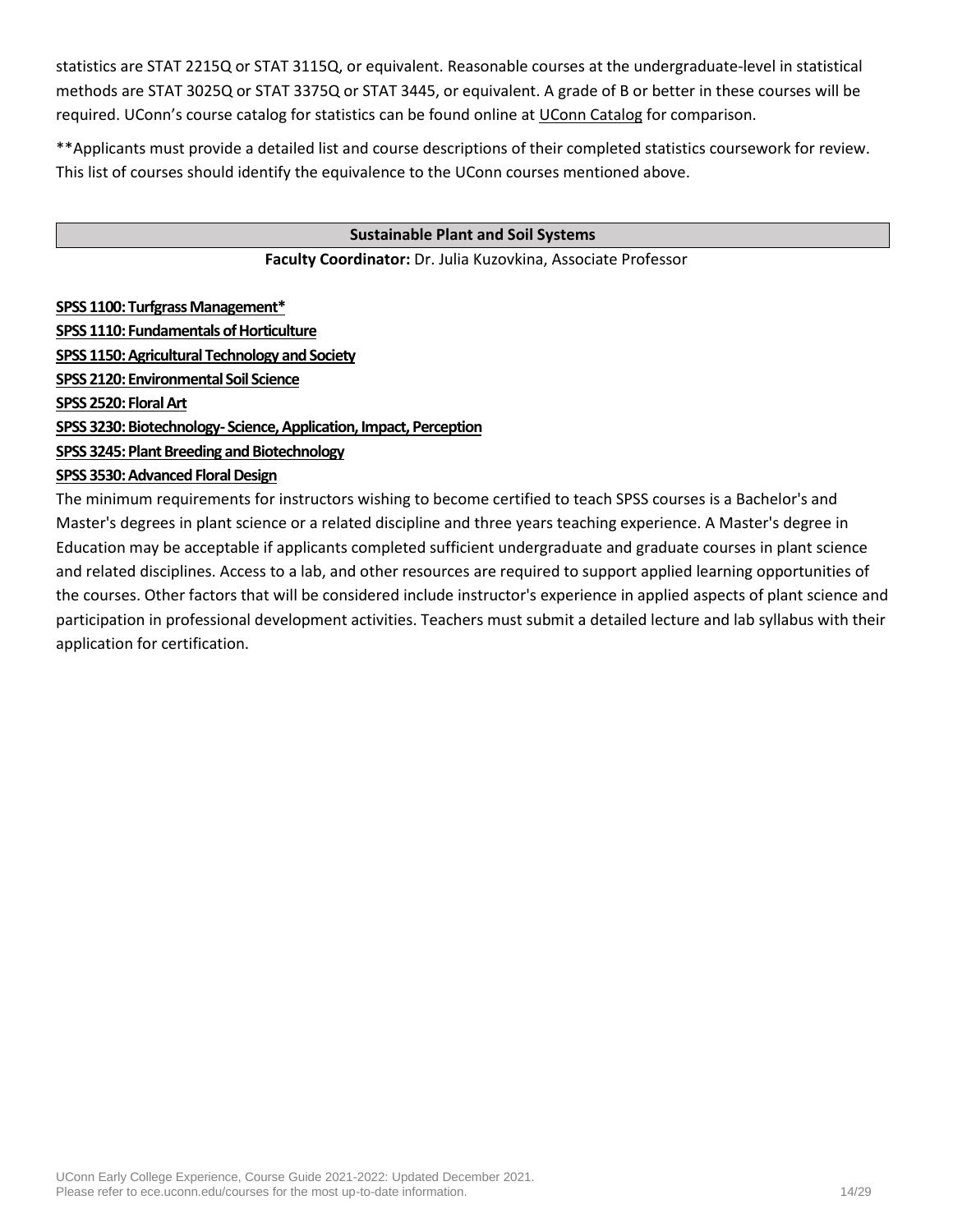statistics are STAT 2215Q or STAT 3115Q, or equivalent. Reasonable courses at the undergraduate-level in statistical methods are STAT 3025Q or STAT 3375Q or STAT 3445, or equivalent. A grade of B or better in these courses will be required. UConn's course catalog for statistics can be found online at UConn Catalog for comparison.

**Applicants must provide a detailed list and course descriptions of their completed statistics coursework for review. This list of courses should identify the equivalence to the UConn courses mentioned above.

## Sustainable Plant and Soil Systems

**Faculty Coordinator:** Dr. Julia Kuzovkina, Associate Professor

**SPSS 1100: Turfgrass Management***

**SPSS 1110: Fundamentals of Horticulture**

**SPSS 1150: Agricultural Technology and Society**

**SPSS 2120: Environmental Soil Science**

**SPSS 2520: Floral Art**

**SPSS 3230: Biotechnology- Science, Application, Impact, Perception**

**SPSS 3245: Plant Breeding and Biotechnology**

**SPSS 3530: Advanced Floral Design**

The minimum requirements for instructors wishing to become certified to teach SPSS courses is a Bachelor's and Master's degrees in plant science or a related discipline and three years teaching experience. A Master's degree in Education may be acceptable if applicants completed sufficient undergraduate and graduate courses in plant science and related disciplines. Access to a lab, and other resources are required to support applied learning opportunities of the courses. Other factors that will be considered include instructor's experience in applied aspects of plant science and participation in professional development activities. Teachers must submit a detailed lecture and lab syllabus with their application for certification.